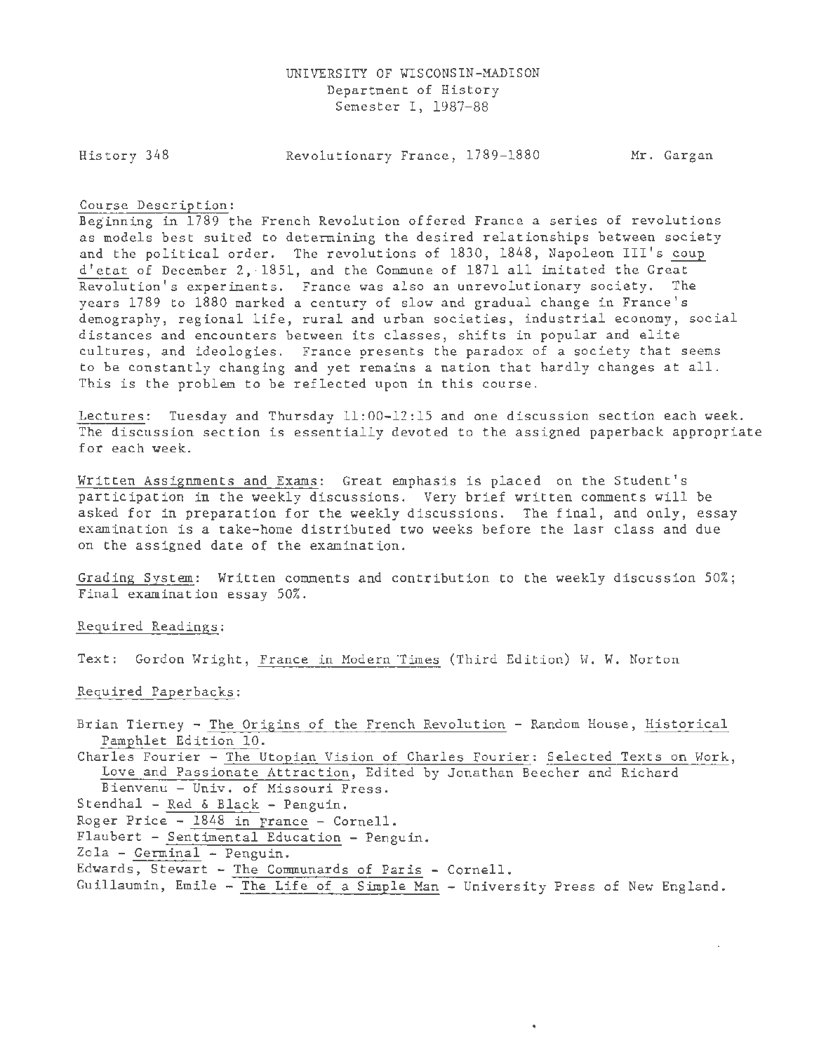UNIVERSITY OF WISCONSIN-MADISON
Department of History
Semester I, 1987-88

History 348 — Revolutionary France, 1789-1880 — Mr. Gargan

Course Description:
Beginning in 1789 the French Revolution offered France a series of revolutions as models best suited to determining the desired relationships between society and the political order. The revolutions of 1830, 1848, Napoleon III's coup d'etat of December 2, 1851, and the Commune of 1871 all imitated the Great Revolution's experiments. France was also an unrevolutionary society. The years 1789 to 1880 marked a century of slow and gradual change in France's demography, regional life, rural and urban societies, industrial economy, social distances and encounters between its classes, shifts in popular and elite cultures, and ideologies. France presents the paradox of a society that seems to be constantly changing and yet remains a nation that hardly changes at all. This is the problem to be reflected upon in this course.

Lectures: Tuesday and Thursday 11:00-12:15 and one discussion section each week. The discussion section is essentially devoted to the assigned paperback appropriate for each week.

Written Assignments and Exams: Great emphasis is placed on the Student's participation in the weekly discussions. Very brief written comments will be asked for in preparation for the weekly discussions. The final, and only, essay examination is a take-home distributed two weeks before the last class and due on the assigned date of the examination.

Grading System: Written comments and contribution to the weekly discussion 50%; Final examination essay 50%.

Required Readings:

Text: Gordon Wright, France in Modern Times (Third Edition) W. W. Norton

Required Paperbacks:

Brian Tierney - The Origins of the French Revolution - Random House, Historical Pamphlet Edition 10.
Charles Fourier - The Utopian Vision of Charles Fourier: Selected Texts on Work, Love and Passionate Attraction, Edited by Jonathan Beecher and Richard Bienvenu - Univ. of Missouri Press.
Stendhal - Red & Black - Penguin.
Roger Price - 1848 in France - Cornell.
Flaubert - Sentimental Education - Penguin.
Zola - Germinal - Penguin.
Edwards, Stewart - The Communards of Paris - Cornell.
Guillaumin, Emile - The Life of a Simple Man - University Press of New England.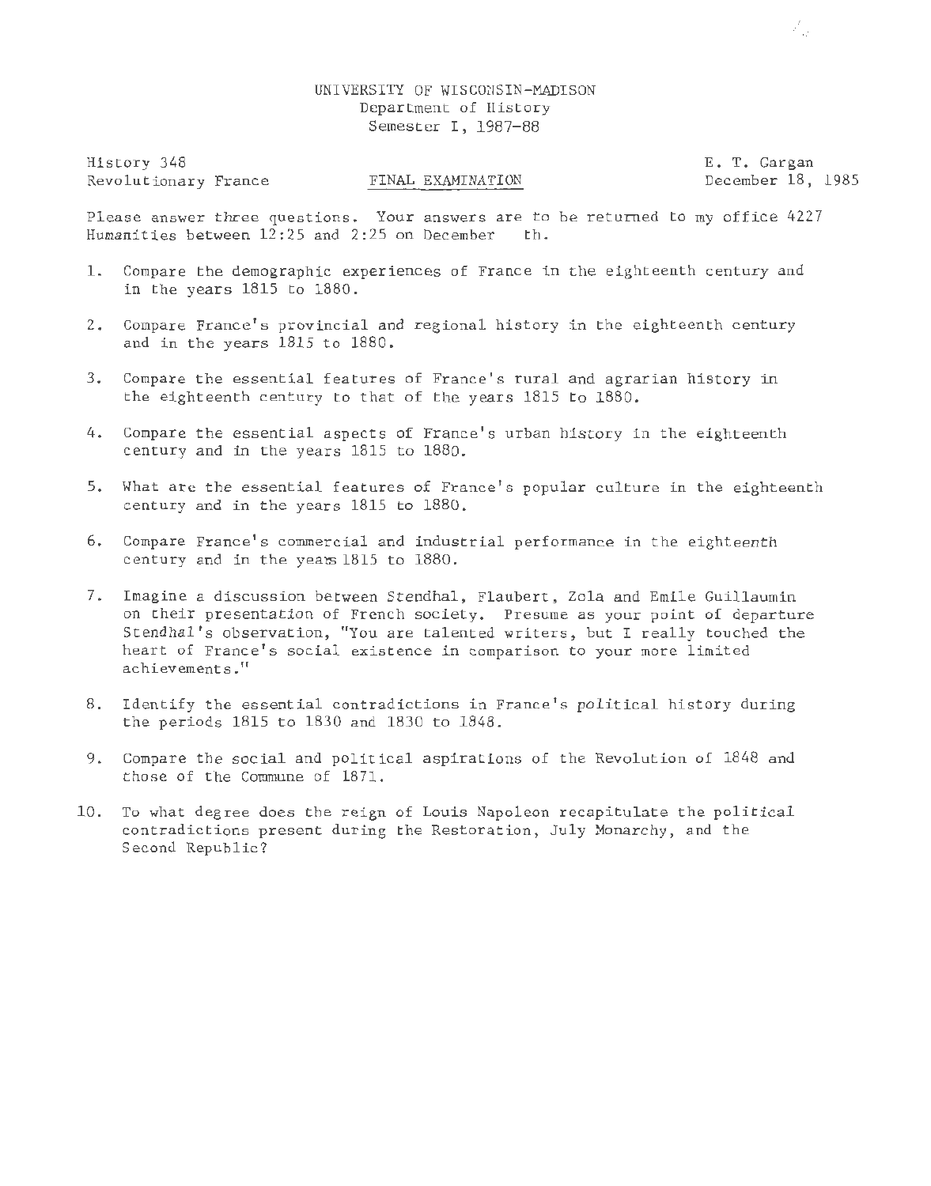UNIVERSITY OF WISCONSIN-MADISON
Department of History
Semester I, 1987-88

History 348
Revolutionary France

FINAL EXAMINATION

E. T. Gargan
December 18, 1985

Please answer three questions. Your answers are to be returned to my office 4227 Humanities between 12:25 and 2:25 on December th.

1. Compare the demographic experiences of France in the eighteenth century and in the years 1815 to 1880.

2. Compare France's provincial and regional history in the eighteenth century and in the years 1815 to 1880.

3. Compare the essential features of France's rural and agrarian history in the eighteenth century to that of the years 1815 to 1880.

4. Compare the essential aspects of France's urban history in the eighteenth century and in the years 1815 to 1880.

5. What are the essential features of France's popular culture in the eighteenth century and in the years 1815 to 1880.

6. Compare France's commercial and industrial performance in the eighteenth century and in the years 1815 to 1880.

7. Imagine a discussion between Stendhal, Flaubert, Zola and Emile Guillaumin on their presentation of French society. Presume as your point of departure Stendhal's observation, "You are talented writers, but I really touched the heart of France's social existence in comparison to your more limited achievements."

8. Identify the essential contradictions in France's political history during the periods 1815 to 1830 and 1830 to 1848.

9. Compare the social and political aspirations of the Revolution of 1848 and those of the Commune of 1871.

10. To what degree does the reign of Louis Napoleon recapitulate the political contradictions present during the Restoration, July Monarchy, and the Second Republic?